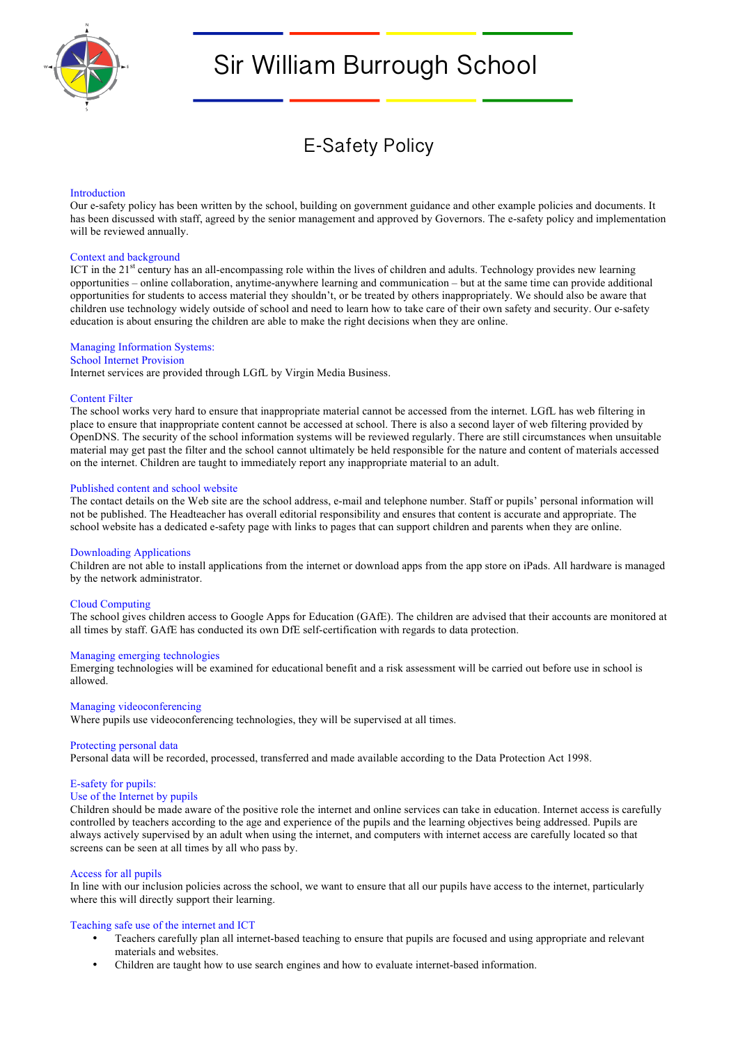# Sir William Burrough School

## E-Safety Policy

### Introduction

Our e-safety policy has been written by the school, building on government guidance and other example policies and documents. It has been discussed with staff, agreed by the senior management and approved by Governors. The e-safety policy and implementation will be reviewed annually.

### Context and background

ICT in the 21st century has an all-encompassing role within the lives of children and adults. Technology provides new learning opportunities – online collaboration, anytime-anywhere learning and communication – but at the same time can provide additional opportunities for students to access material they shouldn't, or be treated by others inappropriately. We should also be aware that children use technology widely outside of school and need to learn how to take care of their own safety and security. Our e-safety education is about ensuring the children are able to make the right decisions when they are online.

### Managing Information Systems:

#### School Internet Provision

Internet services are provided through LGfL by Virgin Media Business.

#### Content Filter

The school works very hard to ensure that inappropriate material cannot be accessed from the internet. LGfL has web filtering in place to ensure that inappropriate content cannot be accessed at school. There is also a second layer of web filtering provided by OpenDNS. The security of the school information systems will be reviewed regularly. There are still circumstances when unsuitable material may get past the filter and the school cannot ultimately be held responsible for the nature and content of materials accessed on the internet. Children are taught to immediately report any inappropriate material to an adult.

#### Published content and school website

The contact details on the Web site are the school address, e-mail and telephone number. Staff or pupils' personal information will not be published. The Headteacher has overall editorial responsibility and ensures that content is accurate and appropriate. The school website has a dedicated e-safety page with links to pages that can support children and parents when they are online.

#### Downloading Applications

Children are not able to install applications from the internet or download apps from the app store on iPads. All hardware is managed by the network administrator.

#### Cloud Computing

The school gives children access to Google Apps for Education (GAfE). The children are advised that their accounts are monitored at all times by staff. GAfE has conducted its own DfE self-certification with regards to data protection.

#### Managing emerging technologies

Emerging technologies will be examined for educational benefit and a risk assessment will be carried out before use in school is allowed.

#### Managing videoconferencing

Where pupils use videoconferencing technologies, they will be supervised at all times.

#### Protecting personal data

Personal data will be recorded, processed, transferred and made available according to the Data Protection Act 1998.

### E-safety for pupils:

#### Use of the Internet by pupils

Children should be made aware of the positive role the internet and online services can take in education. Internet access is carefully controlled by teachers according to the age and experience of the pupils and the learning objectives being addressed. Pupils are always actively supervised by an adult when using the internet, and computers with internet access are carefully located so that screens can be seen at all times by all who pass by.

#### Access for all pupils

In line with our inclusion policies across the school, we want to ensure that all our pupils have access to the internet, particularly where this will directly support their learning.

#### Teaching safe use of the internet and ICT

- Teachers carefully plan all internet-based teaching to ensure that pupils are focused and using appropriate and relevant materials and websites.
- Children are taught how to use search engines and how to evaluate internet-based information.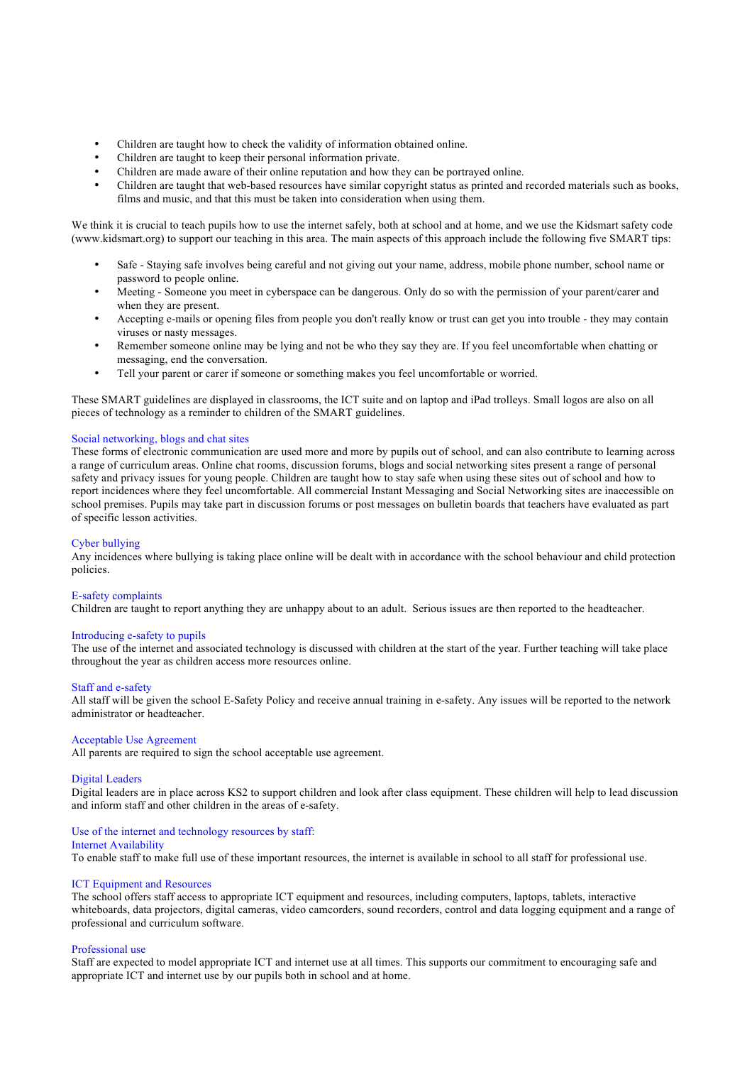- Children are taught how to check the validity of information obtained online.
- Children are taught to keep their personal information private.
- Children are made aware of their online reputation and how they can be portrayed online.
- Children are taught that web-based resources have similar copyright status as printed and recorded materials such as books, films and music, and that this must be taken into consideration when using them.

We think it is crucial to teach pupils how to use the internet safely, both at school and at home, and we use the Kidsmart safety code (www.kidsmart.org) to support our teaching in this area. The main aspects of this approach include the following five SMART tips:

- Safe - Staying safe involves being careful and not giving out your name, address, mobile phone number, school name or password to people online.
- Meeting - Someone you meet in cyberspace can be dangerous. Only do so with the permission of your parent/carer and when they are present.
- Accepting e-mails or opening files from people you don't really know or trust can get you into trouble - they may contain viruses or nasty messages.
- Remember someone online may be lying and not be who they say they are. If you feel uncomfortable when chatting or messaging, end the conversation.
- Tell your parent or carer if someone or something makes you feel uncomfortable or worried.

These SMART guidelines are displayed in classrooms, the ICT suite and on laptop and iPad trolleys. Small logos are also on all pieces of technology as a reminder to children of the SMART guidelines.

### Social networking, blogs and chat sites

These forms of electronic communication are used more and more by pupils out of school, and can also contribute to learning across a range of curriculum areas. Online chat rooms, discussion forums, blogs and social networking sites present a range of personal safety and privacy issues for young people. Children are taught how to stay safe when using these sites out of school and how to report incidences where they feel uncomfortable. All commercial Instant Messaging and Social Networking sites are inaccessible on school premises. Pupils may take part in discussion forums or post messages on bulletin boards that teachers have evaluated as part of specific lesson activities.

### Cyber bullying

Any incidences where bullying is taking place online will be dealt with in accordance with the school behaviour and child protection policies.

### E-safety complaints

Children are taught to report anything they are unhappy about to an adult. Serious issues are then reported to the headteacher.

### Introducing e-safety to pupils

The use of the internet and associated technology is discussed with children at the start of the year. Further teaching will take place throughout the year as children access more resources online.

### Staff and e-safety

All staff will be given the school E-Safety Policy and receive annual training in e-safety. Any issues will be reported to the network administrator or headteacher.

### Acceptable Use Agreement

All parents are required to sign the school acceptable use agreement.

### Digital Leaders

Digital leaders are in place across KS2 to support children and look after class equipment. These children will help to lead discussion and inform staff and other children in the areas of e-safety.

### Use of the internet and technology resources by staff:

### Internet Availability

To enable staff to make full use of these important resources, the internet is available in school to all staff for professional use.

### ICT Equipment and Resources

The school offers staff access to appropriate ICT equipment and resources, including computers, laptops, tablets, interactive whiteboards, data projectors, digital cameras, video camcorders, sound recorders, control and data logging equipment and a range of professional and curriculum software.

### Professional use

Staff are expected to model appropriate ICT and internet use at all times. This supports our commitment to encouraging safe and appropriate ICT and internet use by our pupils both in school and at home.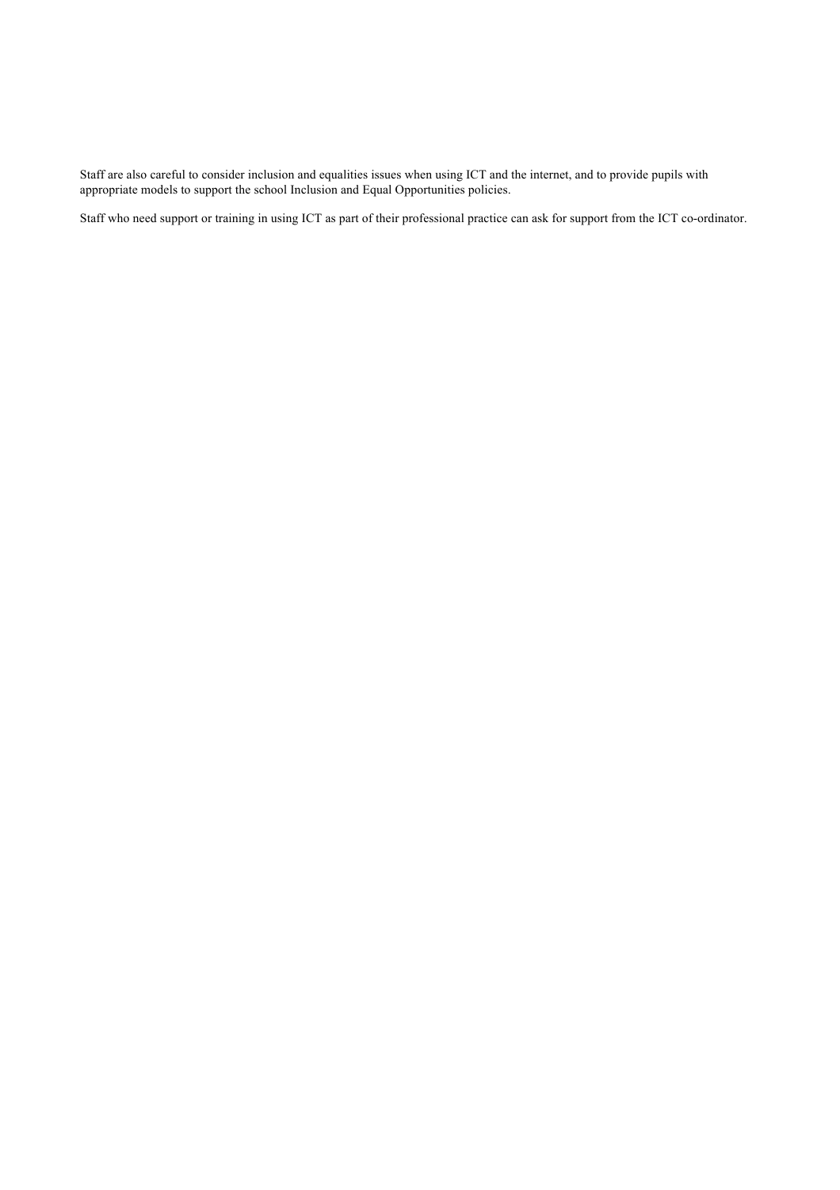Staff are also careful to consider inclusion and equalities issues when using ICT and the internet, and to provide pupils with appropriate models to support the school Inclusion and Equal Opportunities policies.

Staff who need support or training in using ICT as part of their professional practice can ask for support from the ICT co-ordinator.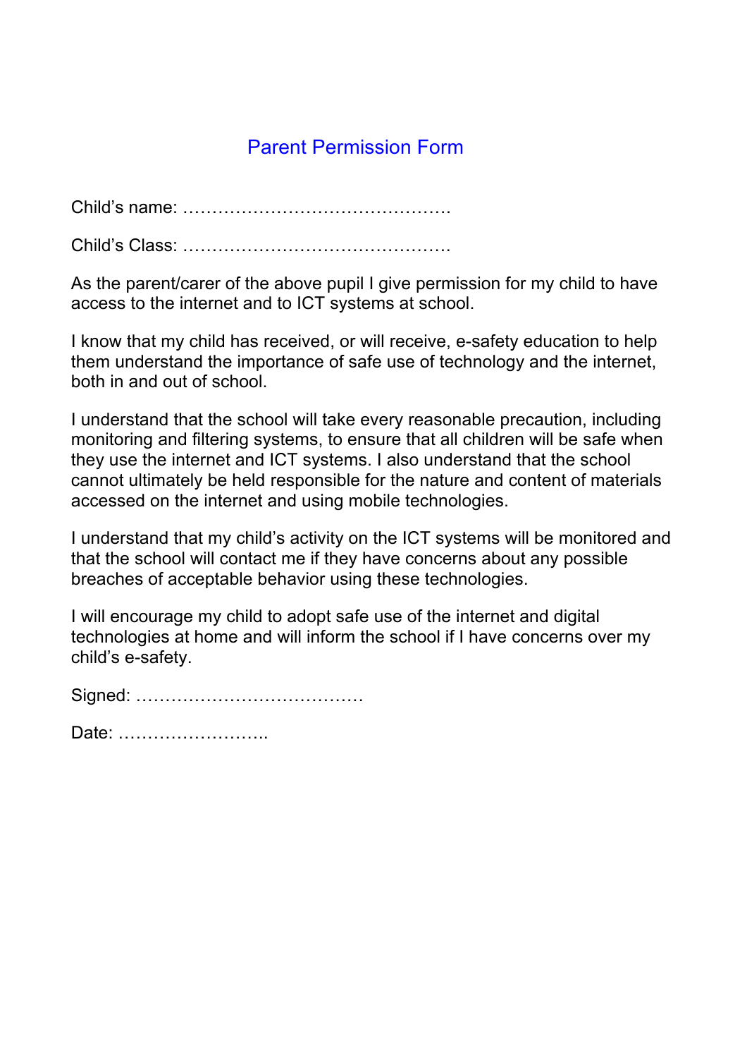# Parent Permission Form

Child's name: ……………………………………….

Child's Class: ……………………………………….

As the parent/carer of the above pupil I give permission for my child to have access to the internet and to ICT systems at school.

I know that my child has received, or will receive, e-safety education to help them understand the importance of safe use of technology and the internet, both in and out of school.

I understand that the school will take every reasonable precaution, including monitoring and filtering systems, to ensure that all children will be safe when they use the internet and ICT systems. I also understand that the school cannot ultimately be held responsible for the nature and content of materials accessed on the internet and using mobile technologies.

I understand that my child's activity on the ICT systems will be monitored and that the school will contact me if they have concerns about any possible breaches of acceptable behavior using these technologies.

I will encourage my child to adopt safe use of the internet and digital technologies at home and will inform the school if I have concerns over my child's e-safety.

Signed: …………………………………

Date: ……………………..